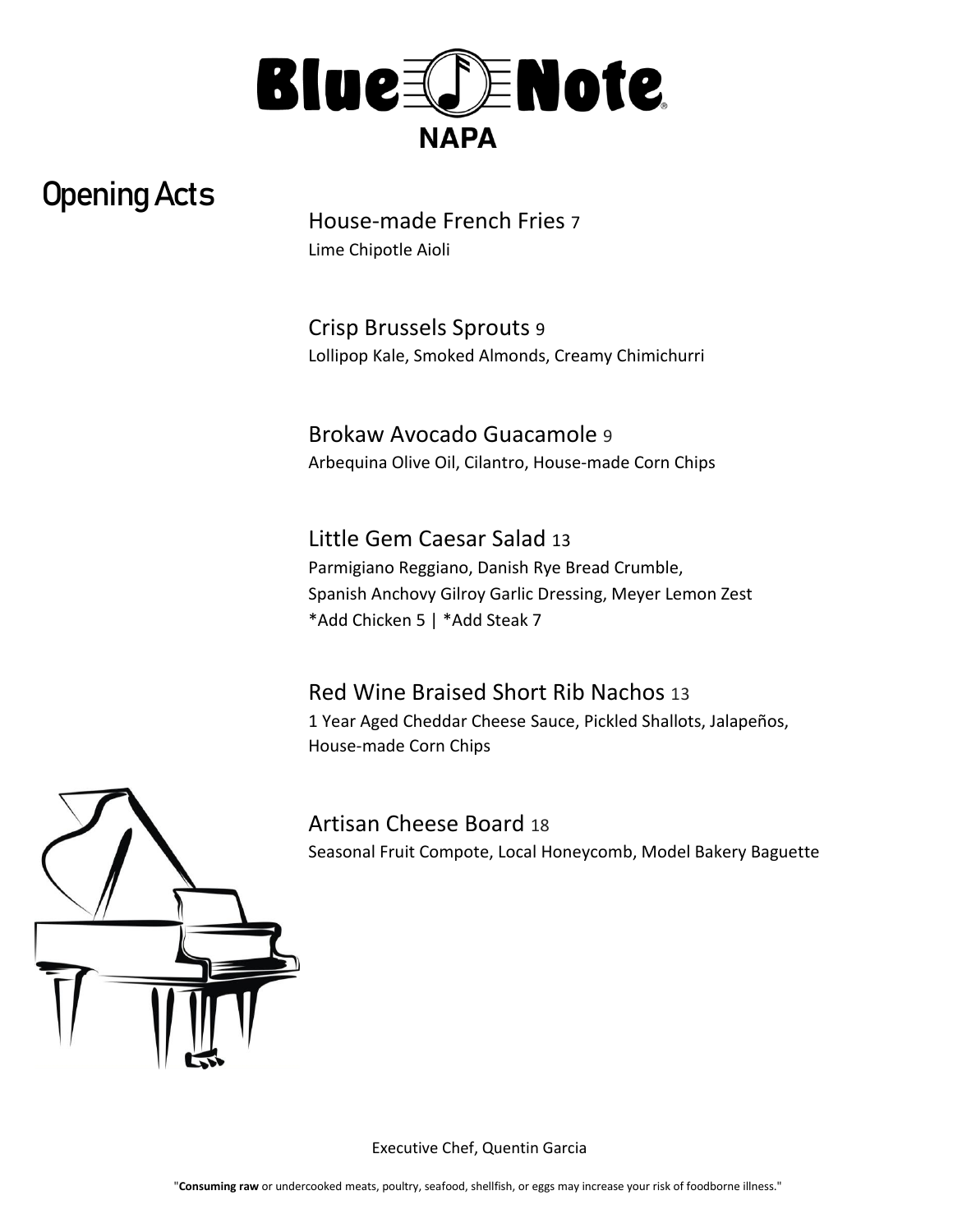# Blue Note NAPA

## Opening Acts

**House-made French Fries** 7
Lime Chipotle Aioli

**Crisp Brussels Sprouts** 9
Lollipop Kale, Smoked Almonds, Creamy Chimichurri

**Brokaw Avocado Guacamole** 9
Arbequina Olive Oil, Cilantro, House-made Corn Chips

**Little Gem Caesar Salad** 13
Parmigiano Reggiano, Danish Rye Bread Crumble,
Spanish Anchovy Gilroy Garlic Dressing, Meyer Lemon Zest
*Add Chicken 5 | *Add Steak 7

**Red Wine Braised Short Rib Nachos** 13
1 Year Aged Cheddar Cheese Sauce, Pickled Shallots, Jalapeños,
House-made Corn Chips

**Artisan Cheese Board** 18
Seasonal Fruit Compote, Local Honeycomb, Model Bakery Baguette

Executive Chef, Quentin Garcia

"**Consuming raw** or undercooked meats, poultry, seafood, shellfish, or eggs may increase your risk of foodborne illness."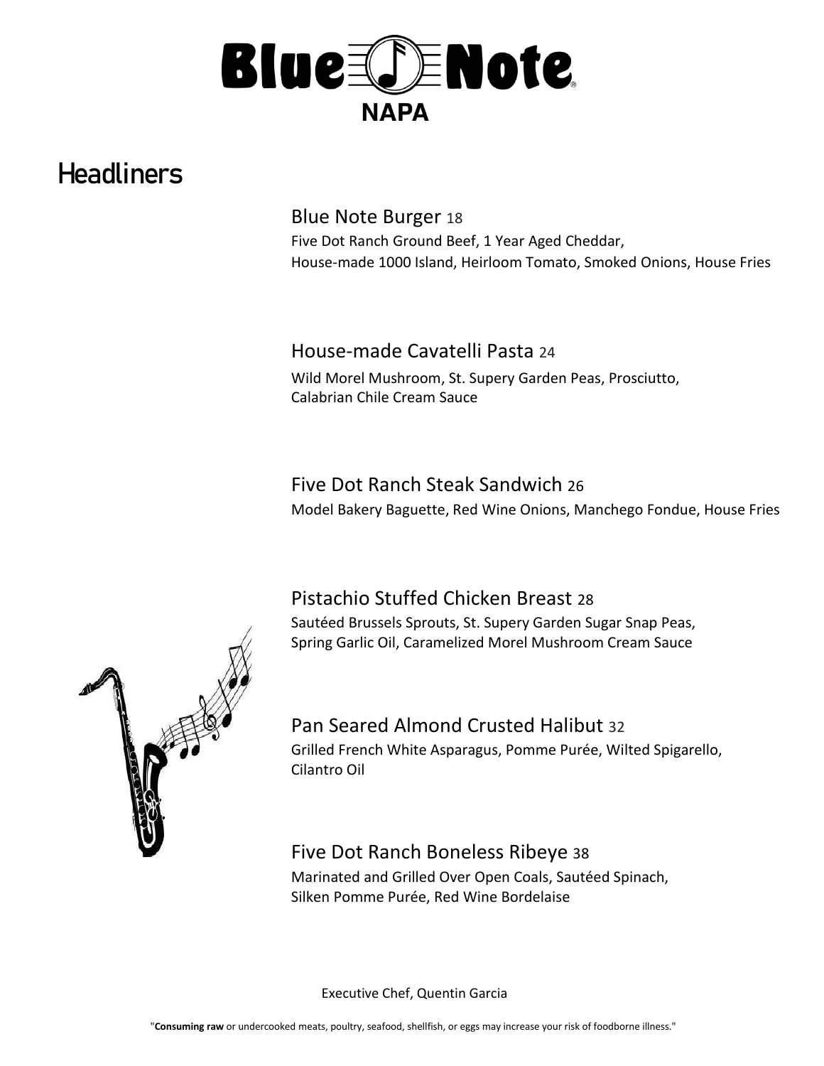# Blue Note NAPA

## Headliners

**Blue Note Burger** 18
Five Dot Ranch Ground Beef, 1 Year Aged Cheddar, House-made 1000 Island, Heirloom Tomato, Smoked Onions, House Fries

**House-made Cavatelli Pasta** 24
Wild Morel Mushroom, St. Supery Garden Peas, Prosciutto, Calabrian Chile Cream Sauce

**Five Dot Ranch Steak Sandwich** 26
Model Bakery Baguette, Red Wine Onions, Manchego Fondue, House Fries

**Pistachio Stuffed Chicken Breast** 28
Sautéed Brussels Sprouts, St. Supery Garden Sugar Snap Peas, Spring Garlic Oil, Caramelized Morel Mushroom Cream Sauce

**Pan Seared Almond Crusted Halibut** 32
Grilled French White Asparagus, Pomme Purée, Wilted Spigarello, Cilantro Oil

**Five Dot Ranch Boneless Ribeye** 38
Marinated and Grilled Over Open Coals, Sautéed Spinach, Silken Pomme Purée, Red Wine Bordelaise

Executive Chef, Quentin Garcia

"**Consuming raw** or undercooked meats, poultry, seafood, shellfish, or eggs may increase your risk of foodborne illness."